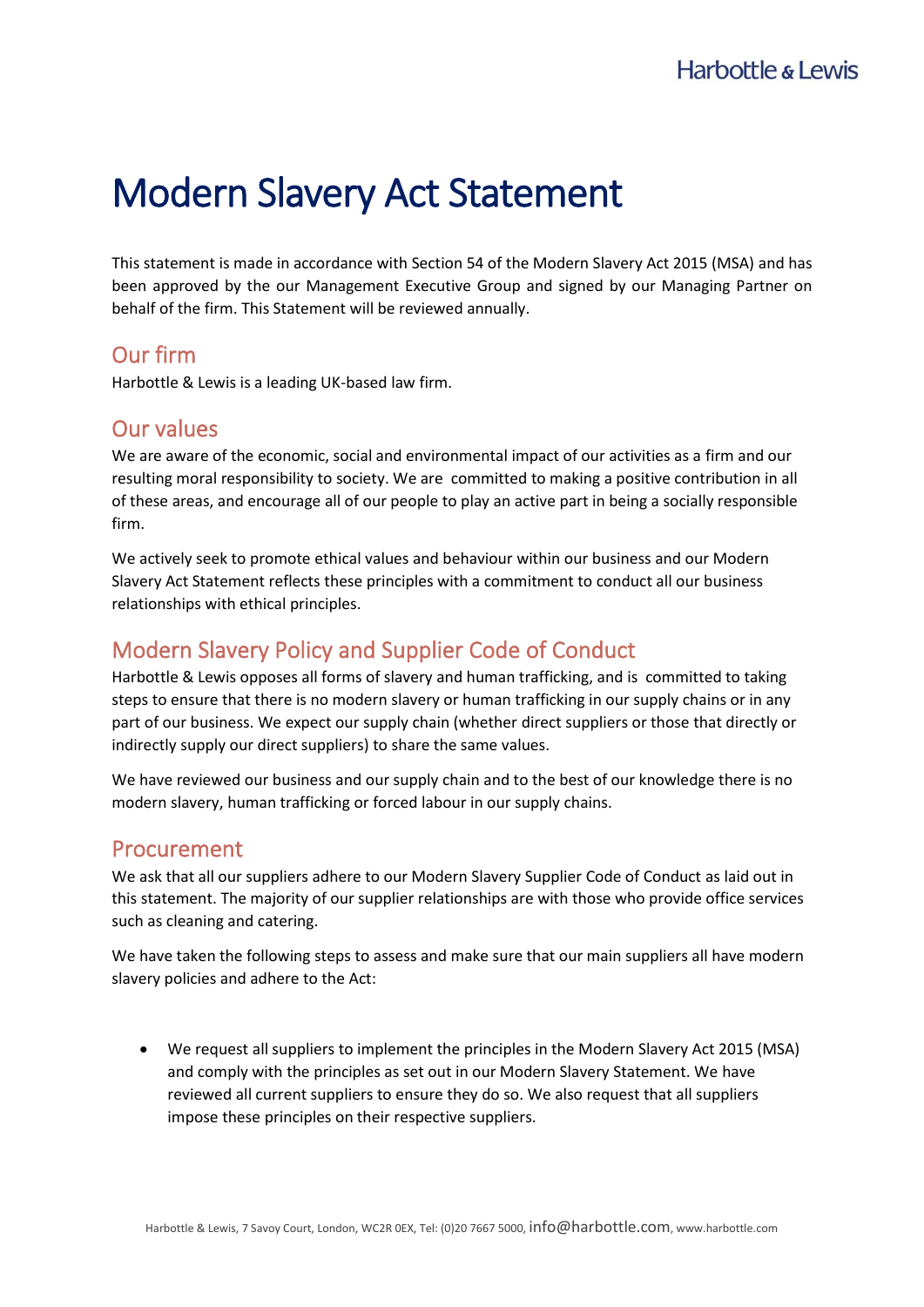# Modern Slavery Act Statement

This statement is made in accordance with Section 54 of the Modern Slavery Act 2015 (MSA) and has been approved by the our Management Executive Group and signed by our Managing Partner on behalf of the firm. This Statement will be reviewed annually.

## Our firm

Harbottle & Lewis is a leading UK-based law firm.

## Our values

We are aware of the economic, social and environmental impact of our activities as a firm and our resulting moral responsibility to society. We are committed to making a positive contribution in all of these areas, and encourage all of our people to play an active part in being a socially responsible firm.

We actively seek to promote ethical values and behaviour within our business and our Modern Slavery Act Statement reflects these principles with a commitment to conduct all our business relationships with ethical principles.

## Modern Slavery Policy and Supplier Code of Conduct

Harbottle & Lewis opposes all forms of slavery and human trafficking, and is committed to taking steps to ensure that there is no modern slavery or human trafficking in our supply chains or in any part of our business. We expect our supply chain (whether direct suppliers or those that directly or indirectly supply our direct suppliers) to share the same values.

We have reviewed our business and our supply chain and to the best of our knowledge there is no modern slavery, human trafficking or forced labour in our supply chains.

## Procurement

We ask that all our suppliers adhere to our Modern Slavery Supplier Code of Conduct as laid out in this statement. The majority of our supplier relationships are with those who provide office services such as cleaning and catering.

We have taken the following steps to assess and make sure that our main suppliers all have modern slavery policies and adhere to the Act:

- We request all suppliers to implement the principles in the Modern Slavery Act 2015 (MSA) and comply with the principles as set out in our Modern Slavery Statement. We have reviewed all current suppliers to ensure they do so. We also request that all suppliers impose these principles on their respective suppliers.

Harbottle & Lewis, 7 Savoy Court, London, WC2R 0EX, Tel: (0)20 7667 5000, info@harbottle.com, www.harbottle.com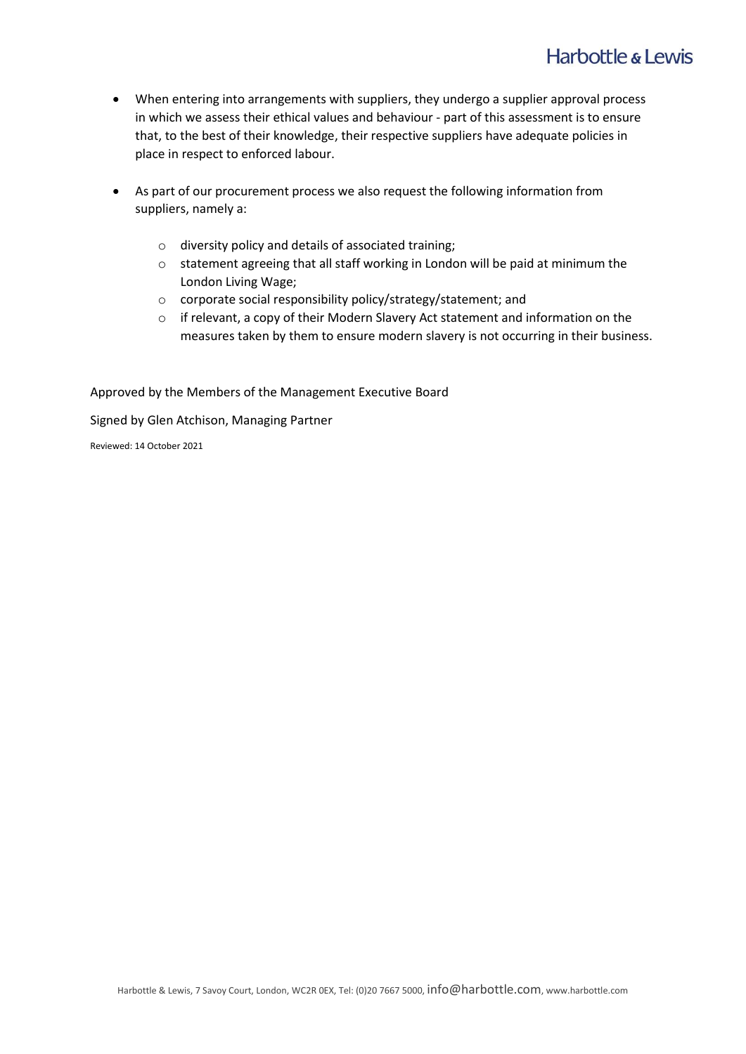- When entering into arrangements with suppliers, they undergo a supplier approval process in which we assess their ethical values and behaviour - part of this assessment is to ensure that, to the best of their knowledge, their respective suppliers have adequate policies in place in respect to enforced labour.

- As part of our procurement process we also request the following information from suppliers, namely a:
  - diversity policy and details of associated training;
  - statement agreeing that all staff working in London will be paid at minimum the London Living Wage;
  - corporate social responsibility policy/strategy/statement; and
  - if relevant, a copy of their Modern Slavery Act statement and information on the measures taken by them to ensure modern slavery is not occurring in their business.

Approved by the Members of the Management Executive Board

Signed by Glen Atchison, Managing Partner

Reviewed: 14 October 2021